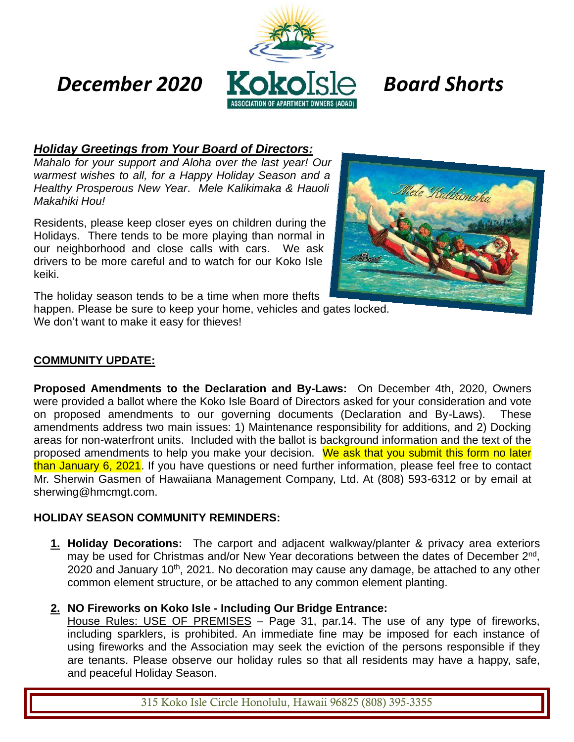# *December 2020* Koko Isle *Board Shorts*

ASSOCIATION OF APARTMENT OWNERS (AOAO)

***Holiday Greetings from Your Board of Directors:***

*Mahalo for your support and Aloha over the last year! Our warmest wishes to all, for a Happy Holiday Season and a Healthy Prosperous New Year. Mele Kalikimaka & Hauoli Makahiki Hou!*

Residents, please keep closer eyes on children during the Holidays. There tends to be more playing than normal in our neighborhood and close calls with cars. We ask drivers to be more careful and to watch for our Koko Isle keiki.

The holiday season tends to be a time when more thefts happen. Please be sure to keep your home, vehicles and gates locked. We don't want to make it easy for thieves!

## COMMUNITY UPDATE:

**Proposed Amendments to the Declaration and By-Laws:** On December 4th, 2020, Owners were provided a ballot where the Koko Isle Board of Directors asked for your consideration and vote on proposed amendments to our governing documents (Declaration and By-Laws). These amendments address two main issues: 1) Maintenance responsibility for additions, and 2) Docking areas for non-waterfront units. Included with the ballot is background information and the text of the proposed amendments to help you make your decision. We ask that you submit this form no later than January 6, 2021. If you have questions or need further information, please feel free to contact Mr. Sherwin Gasmen of Hawaiiana Management Company, Ltd. At (808) 593-6312 or by email at sherwing@hmcmgt.com.

## HOLIDAY SEASON COMMUNITY REMINDERS:

1. **Holiday Decorations:** The carport and adjacent walkway/planter & privacy area exteriors may be used for Christmas and/or New Year decorations between the dates of December 2nd, 2020 and January 10th, 2021. No decoration may cause any damage, be attached to any other common element structure, or be attached to any common element planting.

2. **NO Fireworks on Koko Isle - Including Our Bridge Entrance:**
   House Rules: USE OF PREMISES – Page 31, par.14. The use of any type of fireworks, including sparklers, is prohibited. An immediate fine may be imposed for each instance of using fireworks and the Association may seek the eviction of the persons responsible if they are tenants. Please observe our holiday rules so that all residents may have a happy, safe, and peaceful Holiday Season.

315 Koko Isle Circle Honolulu, Hawaii 96825 (808) 395-3355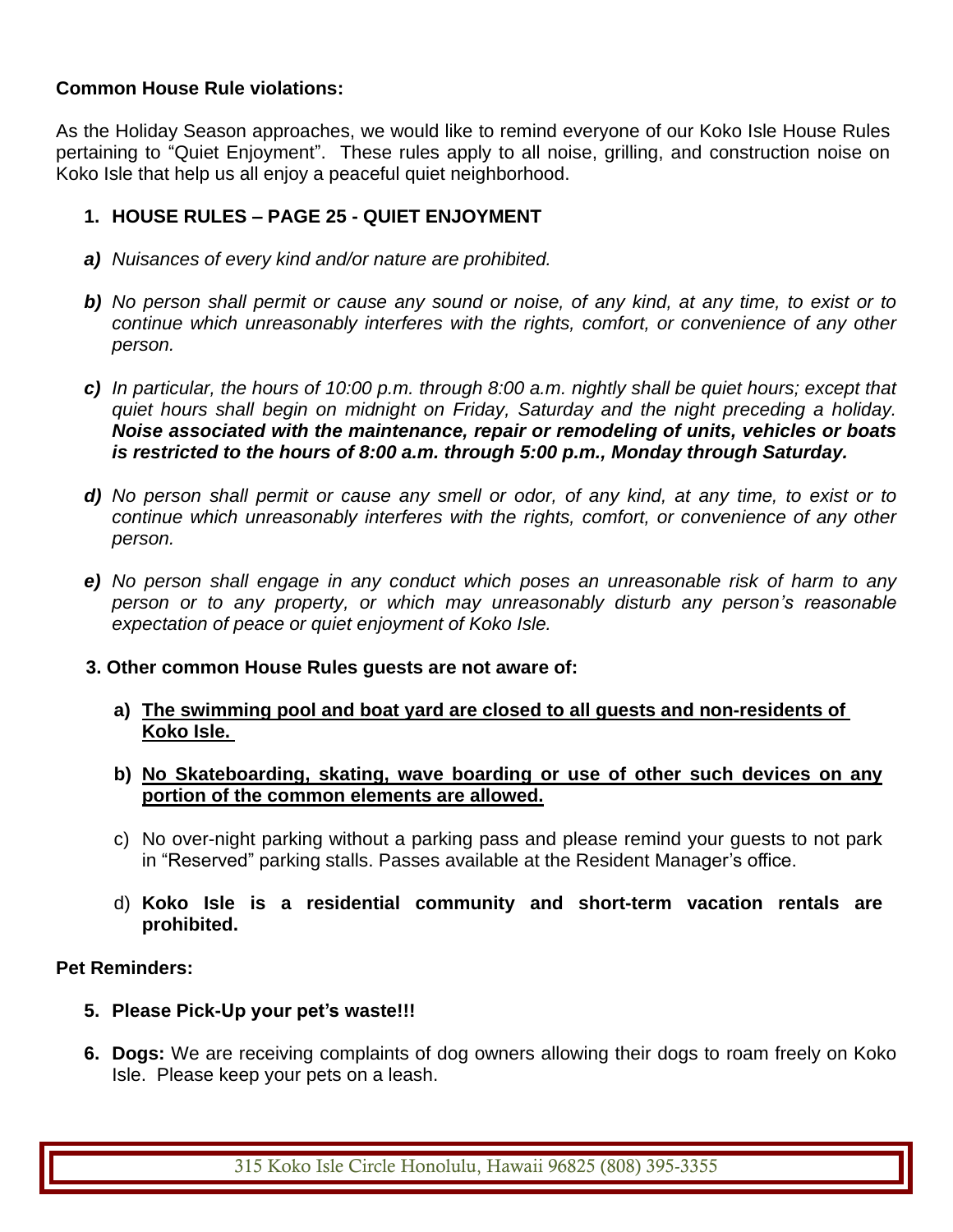**Common House Rule violations:**

As the Holiday Season approaches, we would like to remind everyone of our Koko Isle House Rules pertaining to "Quiet Enjoyment". These rules apply to all noise, grilling, and construction noise on Koko Isle that help us all enjoy a peaceful quiet neighborhood.

1. **HOUSE RULES – PAGE 25 - QUIET ENJOYMENT**

***a)*** *Nuisances of every kind and/or nature are prohibited.*

***b)*** *No person shall permit or cause any sound or noise, of any kind, at any time, to exist or to continue which unreasonably interferes with the rights, comfort, or convenience of any other person.*

***c)*** *In particular, the hours of 10:00 p.m. through 8:00 a.m. nightly shall be quiet hours; except that quiet hours shall begin on midnight on Friday, Saturday and the night preceding a holiday.* ***Noise associated with the maintenance, repair or remodeling of units, vehicles or boats is restricted to the hours of 8:00 a.m. through 5:00 p.m., Monday through Saturday.***

***d)*** *No person shall permit or cause any smell or odor, of any kind, at any time, to exist or to continue which unreasonably interferes with the rights, comfort, or convenience of any other person.*

***e)*** *No person shall engage in any conduct which poses an unreasonable risk of harm to any person or to any property, or which may unreasonably disturb any person's reasonable expectation of peace or quiet enjoyment of Koko Isle.*

**3. Other common House Rules guests are not aware of:**

**a)** <u>**The swimming pool and boat yard are closed to all guests and non-residents of Koko Isle.**</u>

**b)** <u>**No Skateboarding, skating, wave boarding or use of other such devices on any portion of the common elements are allowed.**</u>

c) No over-night parking without a parking pass and please remind your guests to not park in "Reserved" parking stalls. Passes available at the Resident Manager's office.

d) **Koko Isle is a residential community and short-term vacation rentals are prohibited.**

**Pet Reminders:**

5. **Please Pick-Up your pet's waste!!!**

6. **Dogs:** We are receiving complaints of dog owners allowing their dogs to roam freely on Koko Isle. Please keep your pets on a leash.

315 Koko Isle Circle Honolulu, Hawaii 96825 (808) 395-3355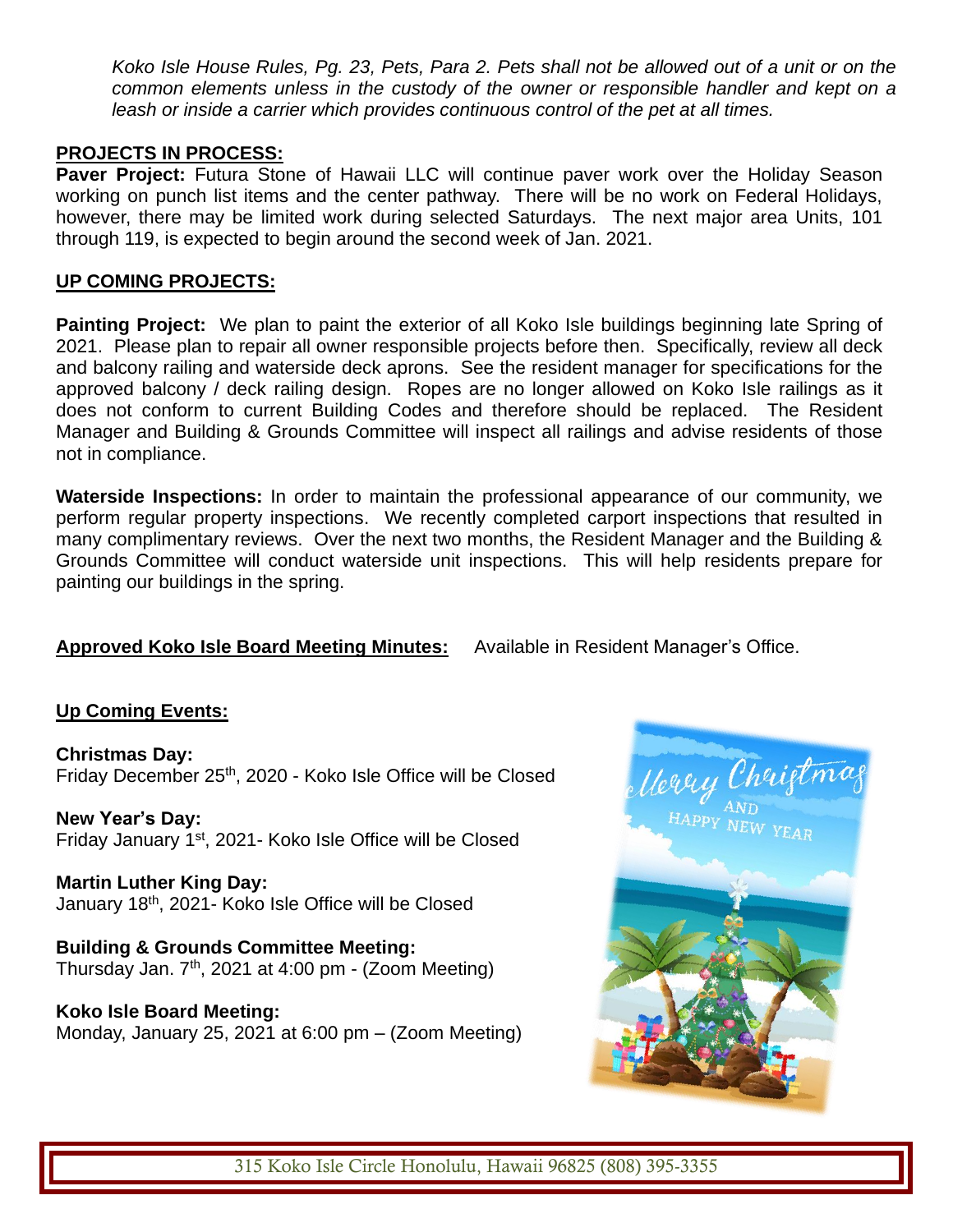*Koko Isle House Rules, Pg. 23, Pets, Para 2. Pets shall not be allowed out of a unit or on the common elements unless in the custody of the owner or responsible handler and kept on a leash or inside a carrier which provides continuous control of the pet at all times.*

## PROJECTS IN PROCESS:

**Paver Project:** Futura Stone of Hawaii LLC will continue paver work over the Holiday Season working on punch list items and the center pathway. There will be no work on Federal Holidays, however, there may be limited work during selected Saturdays. The next major area Units, 101 through 119, is expected to begin around the second week of Jan. 2021.

## UP COMING PROJECTS:

**Painting Project:** We plan to paint the exterior of all Koko Isle buildings beginning late Spring of 2021. Please plan to repair all owner responsible projects before then. Specifically, review all deck and balcony railing and waterside deck aprons. See the resident manager for specifications for the approved balcony / deck railing design. Ropes are no longer allowed on Koko Isle railings as it does not conform to current Building Codes and therefore should be replaced. The Resident Manager and Building & Grounds Committee will inspect all railings and advise residents of those not in compliance.

**Waterside Inspections:** In order to maintain the professional appearance of our community, we perform regular property inspections. We recently completed carport inspections that resulted in many complimentary reviews. Over the next two months, the Resident Manager and the Building & Grounds Committee will conduct waterside unit inspections. This will help residents prepare for painting our buildings in the spring.

**Approved Koko Isle Board Meeting Minutes:** Available in Resident Manager's Office.

## Up Coming Events:

**Christmas Day:**
Friday December 25th, 2020 - Koko Isle Office will be Closed

**New Year's Day:**
Friday January 1st, 2021- Koko Isle Office will be Closed

**Martin Luther King Day:**
January 18th, 2021- Koko Isle Office will be Closed

**Building & Grounds Committee Meeting:**
Thursday Jan. 7th, 2021 at 4:00 pm - (Zoom Meeting)

**Koko Isle Board Meeting:**
Monday, January 25, 2021 at 6:00 pm – (Zoom Meeting)

Merry Christmas AND HAPPY NEW YEAR

315 Koko Isle Circle Honolulu, Hawaii 96825 (808) 395-3355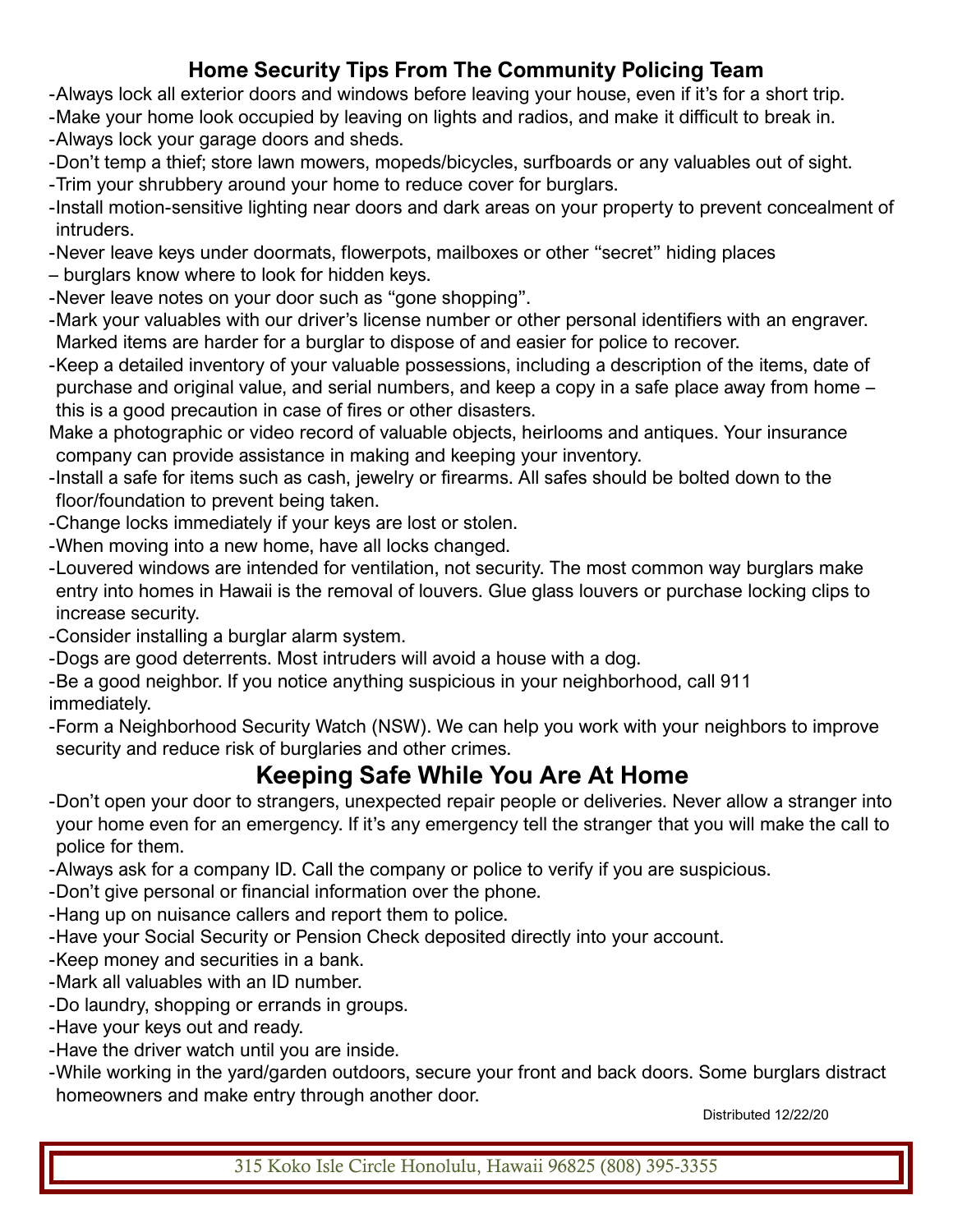## Home Security Tips From The Community Policing Team

- -Always lock all exterior doors and windows before leaving your house, even if it's for a short trip.
- -Make your home look occupied by leaving on lights and radios, and make it difficult to break in.
- -Always lock your garage doors and sheds.
- -Don't temp a thief; store lawn mowers, mopeds/bicycles, surfboards or any valuables out of sight.
- -Trim your shrubbery around your home to reduce cover for burglars.
- -Install motion-sensitive lighting near doors and dark areas on your property to prevent concealment of intruders.
- -Never leave keys under doormats, flowerpots, mailboxes or other "secret" hiding places – burglars know where to look for hidden keys.
- -Never leave notes on your door such as "gone shopping".
- -Mark your valuables with our driver's license number or other personal identifiers with an engraver. Marked items are harder for a burglar to dispose of and easier for police to recover.
- -Keep a detailed inventory of your valuable possessions, including a description of the items, date of purchase and original value, and serial numbers, and keep a copy in a safe place away from home – this is a good precaution in case of fires or other disasters.

Make a photographic or video record of valuable objects, heirlooms and antiques. Your insurance company can provide assistance in making and keeping your inventory.

- -Install a safe for items such as cash, jewelry or firearms. All safes should be bolted down to the floor/foundation to prevent being taken.
- -Change locks immediately if your keys are lost or stolen.
- -When moving into a new home, have all locks changed.
- -Louvered windows are intended for ventilation, not security. The most common way burglars make entry into homes in Hawaii is the removal of louvers. Glue glass louvers or purchase locking clips to increase security.
- -Consider installing a burglar alarm system.
- -Dogs are good deterrents. Most intruders will avoid a house with a dog.
- -Be a good neighbor. If you notice anything suspicious in your neighborhood, call 911 immediately.
- -Form a Neighborhood Security Watch (NSW). We can help you work with your neighbors to improve security and reduce risk of burglaries and other crimes.

## Keeping Safe While You Are At Home

- -Don't open your door to strangers, unexpected repair people or deliveries. Never allow a stranger into your home even for an emergency. If it's any emergency tell the stranger that you will make the call to police for them.
- -Always ask for a company ID. Call the company or police to verify if you are suspicious.
- -Don't give personal or financial information over the phone.
- -Hang up on nuisance callers and report them to police.
- -Have your Social Security or Pension Check deposited directly into your account.
- -Keep money and securities in a bank.
- -Mark all valuables with an ID number.
- -Do laundry, shopping or errands in groups.
- -Have your keys out and ready.
- -Have the driver watch until you are inside.
- -While working in the yard/garden outdoors, secure your front and back doors. Some burglars distract homeowners and make entry through another door.

Distributed 12/22/20

315 Koko Isle Circle Honolulu, Hawaii 96825 (808) 395-3355